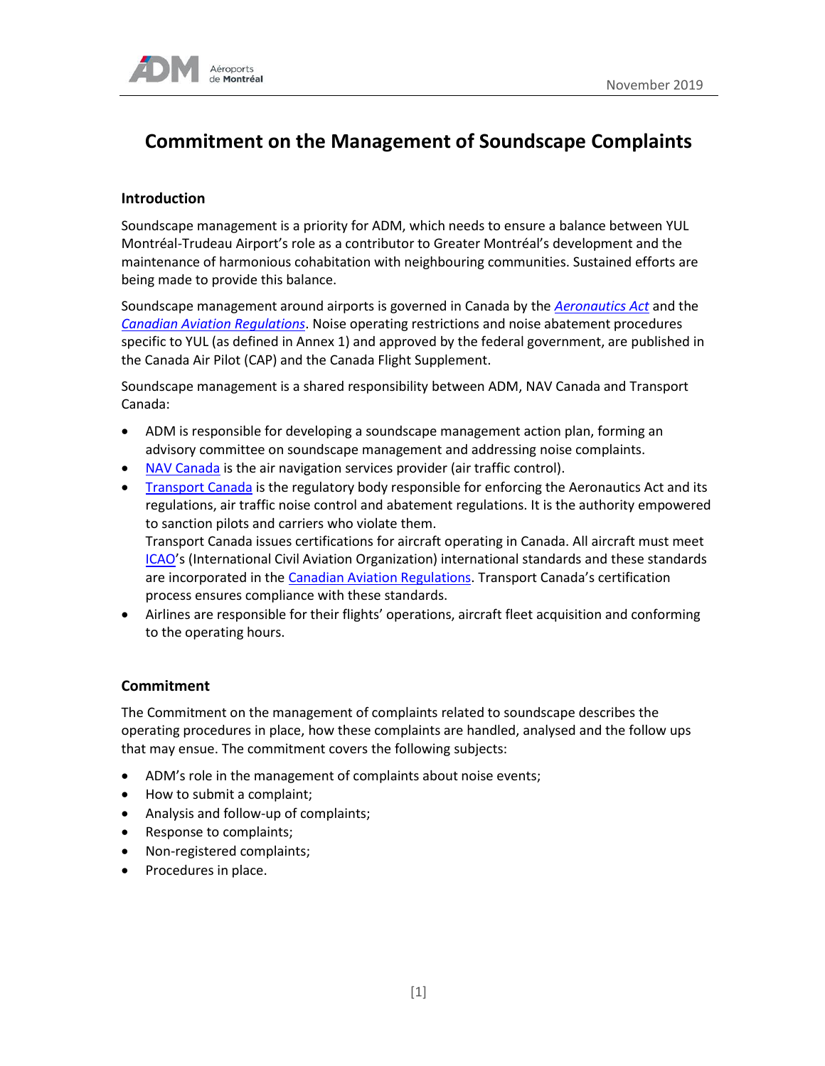# Commitment on the Management of Soundscape Complaints

## Introduction

Soundscape management is a priority for ADM, which needs to ensure a balance between YUL Montréal-Trudeau Airport's role as a contributor to Greater Montréal's development and the maintenance of harmonious cohabitation with neighbouring communities. Sustained efforts are being made to provide this balance.

Soundscape management around airports is governed in Canada by the *Aeronautics Act* and the *Canadian Aviation Regulations*. Noise operating restrictions and noise abatement procedures specific to YUL (as defined in Annex 1) and approved by the federal government, are published in the Canada Air Pilot (CAP) and the Canada Flight Supplement.

Soundscape management is a shared responsibility between ADM, NAV Canada and Transport Canada:

- ADM is responsible for developing a soundscape management action plan, forming an advisory committee on soundscape management and addressing noise complaints.
- NAV Canada is the air navigation services provider (air traffic control).
- Transport Canada is the regulatory body responsible for enforcing the Aeronautics Act and its regulations, air traffic noise control and abatement regulations. It is the authority empowered to sanction pilots and carriers who violate them.
  Transport Canada issues certifications for aircraft operating in Canada. All aircraft must meet ICAO's (International Civil Aviation Organization) international standards and these standards are incorporated in the Canadian Aviation Regulations. Transport Canada's certification process ensures compliance with these standards.
- Airlines are responsible for their flights' operations, aircraft fleet acquisition and conforming to the operating hours.

## Commitment

The Commitment on the management of complaints related to soundscape describes the operating procedures in place, how these complaints are handled, analysed and the follow ups that may ensue. The commitment covers the following subjects:

- ADM's role in the management of complaints about noise events;
- How to submit a complaint;
- Analysis and follow-up of complaints;
- Response to complaints;
- Non-registered complaints;
- Procedures in place.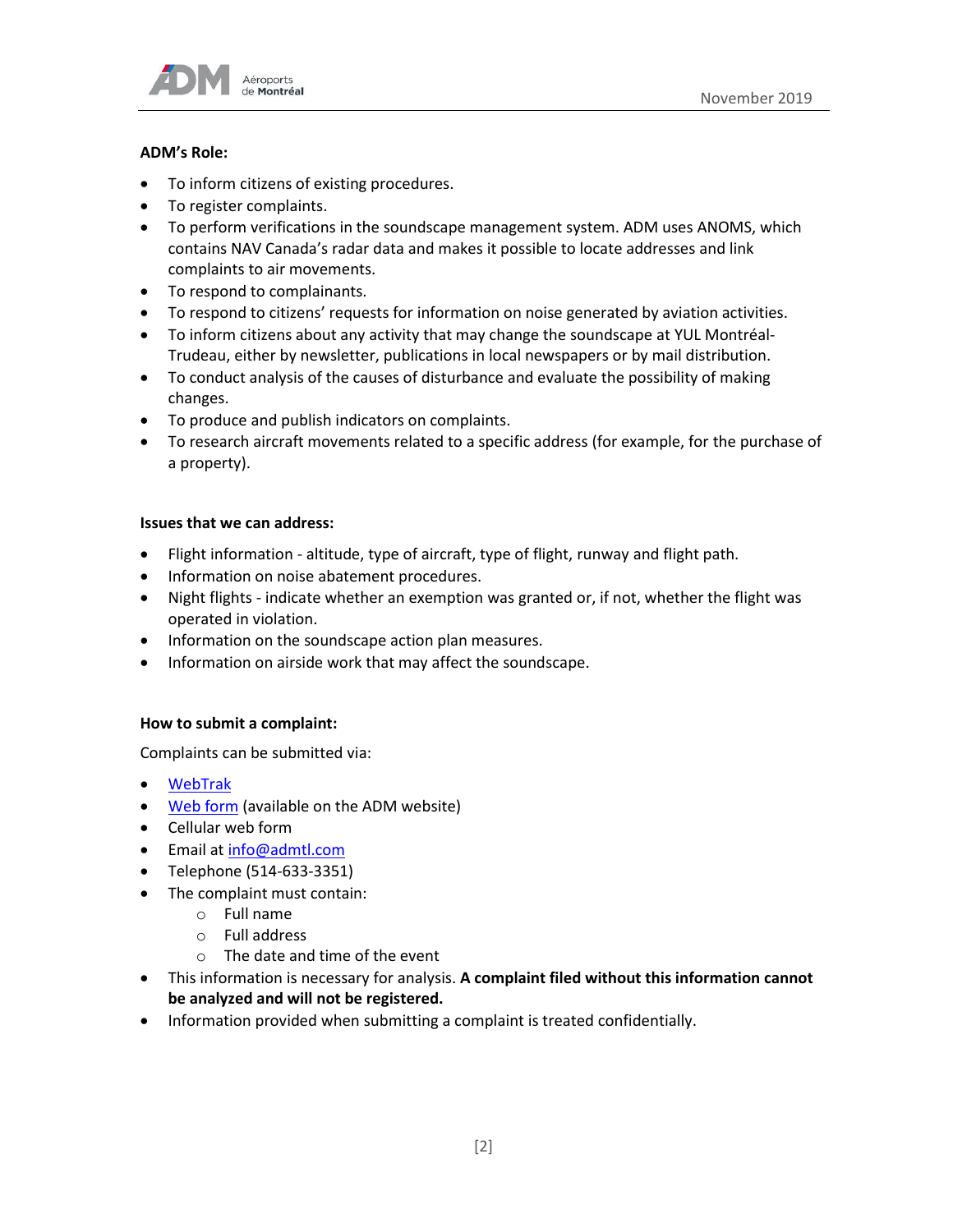**ADM's Role:**

- To inform citizens of existing procedures.
- To register complaints.
- To perform verifications in the soundscape management system. ADM uses ANOMS, which contains NAV Canada's radar data and makes it possible to locate addresses and link complaints to air movements.
- To respond to complainants.
- To respond to citizens' requests for information on noise generated by aviation activities.
- To inform citizens about any activity that may change the soundscape at YUL Montréal-Trudeau, either by newsletter, publications in local newspapers or by mail distribution.
- To conduct analysis of the causes of disturbance and evaluate the possibility of making changes.
- To produce and publish indicators on complaints.
- To research aircraft movements related to a specific address (for example, for the purchase of a property).

**Issues that we can address:**

- Flight information - altitude, type of aircraft, type of flight, runway and flight path.
- Information on noise abatement procedures.
- Night flights - indicate whether an exemption was granted or, if not, whether the flight was operated in violation.
- Information on the soundscape action plan measures.
- Information on airside work that may affect the soundscape.

**How to submit a complaint:**

Complaints can be submitted via:

- WebTrak
- Web form (available on the ADM website)
- Cellular web form
- Email at info@admtl.com
- Telephone (514-633-3351)
- The complaint must contain:
  - Full name
  - Full address
  - The date and time of the event
- This information is necessary for analysis. **A complaint filed without this information cannot be analyzed and will not be registered.**
- Information provided when submitting a complaint is treated confidentially.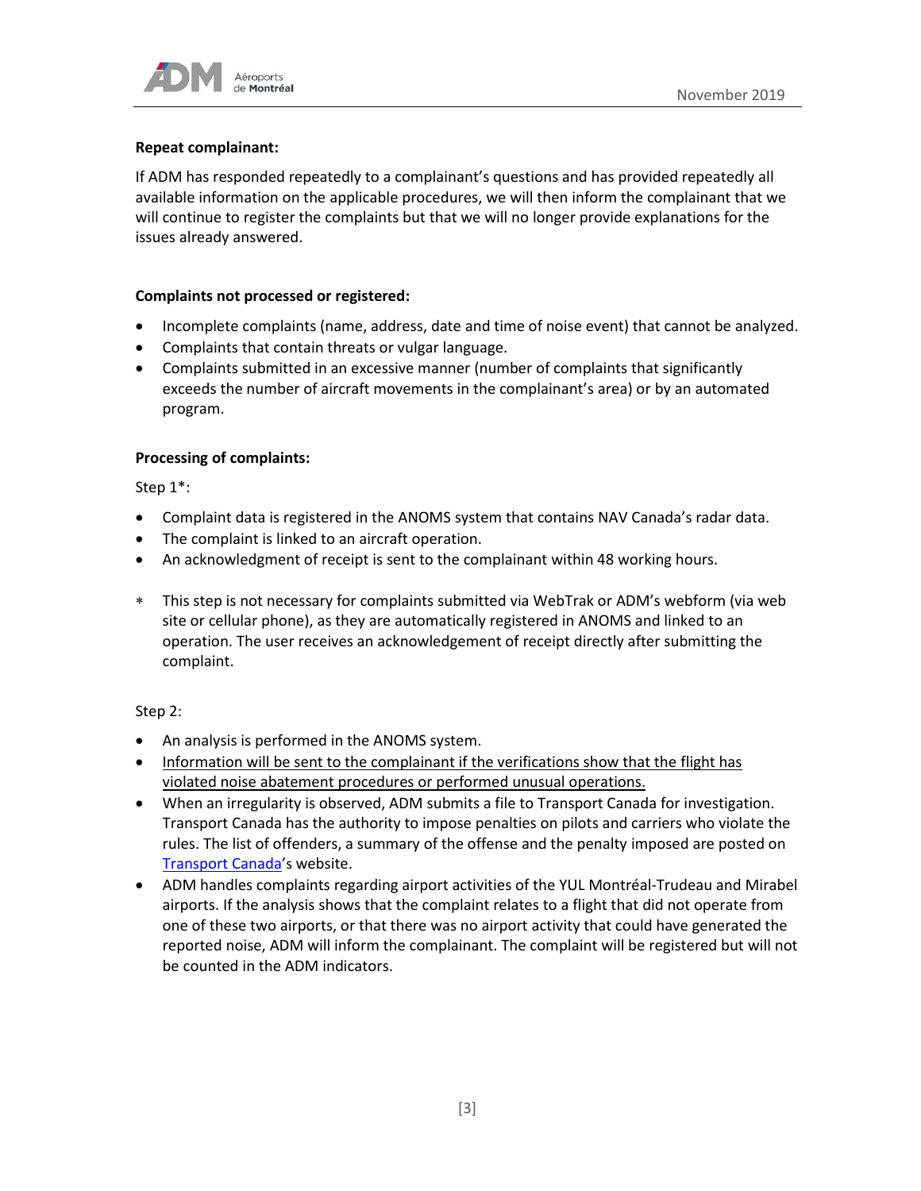**Repeat complainant:**

If ADM has responded repeatedly to a complainant's questions and has provided repeatedly all available information on the applicable procedures, we will then inform the complainant that we will continue to register the complaints but that we will no longer provide explanations for the issues already answered.

**Complaints not processed or registered:**

- Incomplete complaints (name, address, date and time of noise event) that cannot be analyzed.
- Complaints that contain threats or vulgar language.
- Complaints submitted in an excessive manner (number of complaints that significantly exceeds the number of aircraft movements in the complainant's area) or by an automated program.

**Processing of complaints:**

Step 1*:

- Complaint data is registered in the ANOMS system that contains NAV Canada's radar data.
- The complaint is linked to an aircraft operation.
- An acknowledgment of receipt is sent to the complainant within 48 working hours.

* This step is not necessary for complaints submitted via WebTrak or ADM's webform (via web site or cellular phone), as they are automatically registered in ANOMS and linked to an operation. The user receives an acknowledgement of receipt directly after submitting the complaint.

Step 2:

- An analysis is performed in the ANOMS system.
- Information will be sent to the complainant if the verifications show that the flight has violated noise abatement procedures or performed unusual operations.
- When an irregularity is observed, ADM submits a file to Transport Canada for investigation. Transport Canada has the authority to impose penalties on pilots and carriers who violate the rules. The list of offenders, a summary of the offense and the penalty imposed are posted on Transport Canada's website.
- ADM handles complaints regarding airport activities of the YUL Montréal-Trudeau and Mirabel airports. If the analysis shows that the complaint relates to a flight that did not operate from one of these two airports, or that there was no airport activity that could have generated the reported noise, ADM will inform the complainant. The complaint will be registered but will not be counted in the ADM indicators.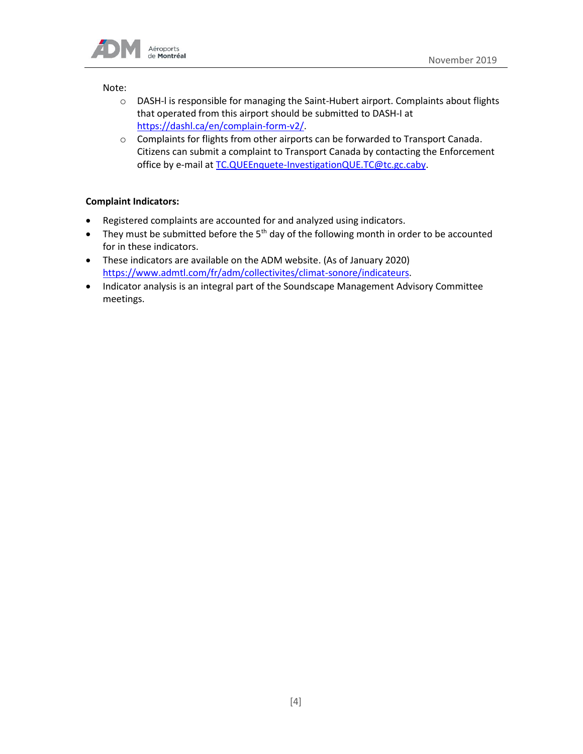Note:

- DASH-l is responsible for managing the Saint-Hubert airport. Complaints about flights that operated from this airport should be submitted to DASH-I at https://dashl.ca/en/complain-form-v2/.
- Complaints for flights from other airports can be forwarded to Transport Canada. Citizens can submit a complaint to Transport Canada by contacting the Enforcement office by e-mail at TC.QUEEnquete-InvestigationQUE.TC@tc.gc.caby.

**Complaint Indicators:**

- Registered complaints are accounted for and analyzed using indicators.
- They must be submitted before the 5th day of the following month in order to be accounted for in these indicators.
- These indicators are available on the ADM website. (As of January 2020) https://www.admtl.com/fr/adm/collectivites/climat-sonore/indicateurs.
- Indicator analysis is an integral part of the Soundscape Management Advisory Committee meetings.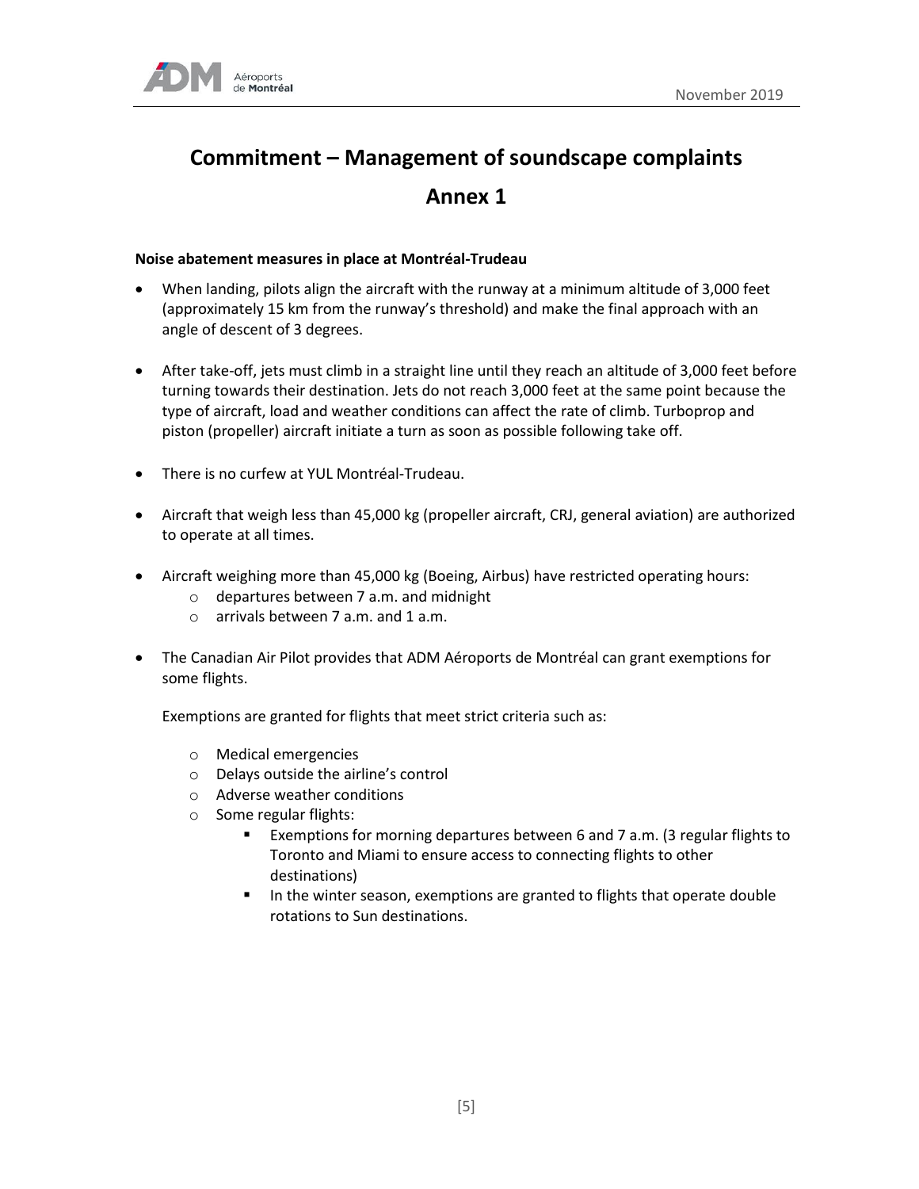# Commitment – Management of soundscape complaints

## Annex 1

**Noise abatement measures in place at Montréal-Trudeau**

- When landing, pilots align the aircraft with the runway at a minimum altitude of 3,000 feet (approximately 15 km from the runway's threshold) and make the final approach with an angle of descent of 3 degrees.

- After take-off, jets must climb in a straight line until they reach an altitude of 3,000 feet before turning towards their destination. Jets do not reach 3,000 feet at the same point because the type of aircraft, load and weather conditions can affect the rate of climb. Turboprop and piston (propeller) aircraft initiate a turn as soon as possible following take off.

- There is no curfew at YUL Montréal-Trudeau.

- Aircraft that weigh less than 45,000 kg (propeller aircraft, CRJ, general aviation) are authorized to operate at all times.

- Aircraft weighing more than 45,000 kg (Boeing, Airbus) have restricted operating hours:
  - departures between 7 a.m. and midnight
  - arrivals between 7 a.m. and 1 a.m.

- The Canadian Air Pilot provides that ADM Aéroports de Montréal can grant exemptions for some flights.

  Exemptions are granted for flights that meet strict criteria such as:

  - Medical emergencies
  - Delays outside the airline's control
  - Adverse weather conditions
  - Some regular flights:
    - Exemptions for morning departures between 6 and 7 a.m. (3 regular flights to Toronto and Miami to ensure access to connecting flights to other destinations)
    - In the winter season, exemptions are granted to flights that operate double rotations to Sun destinations.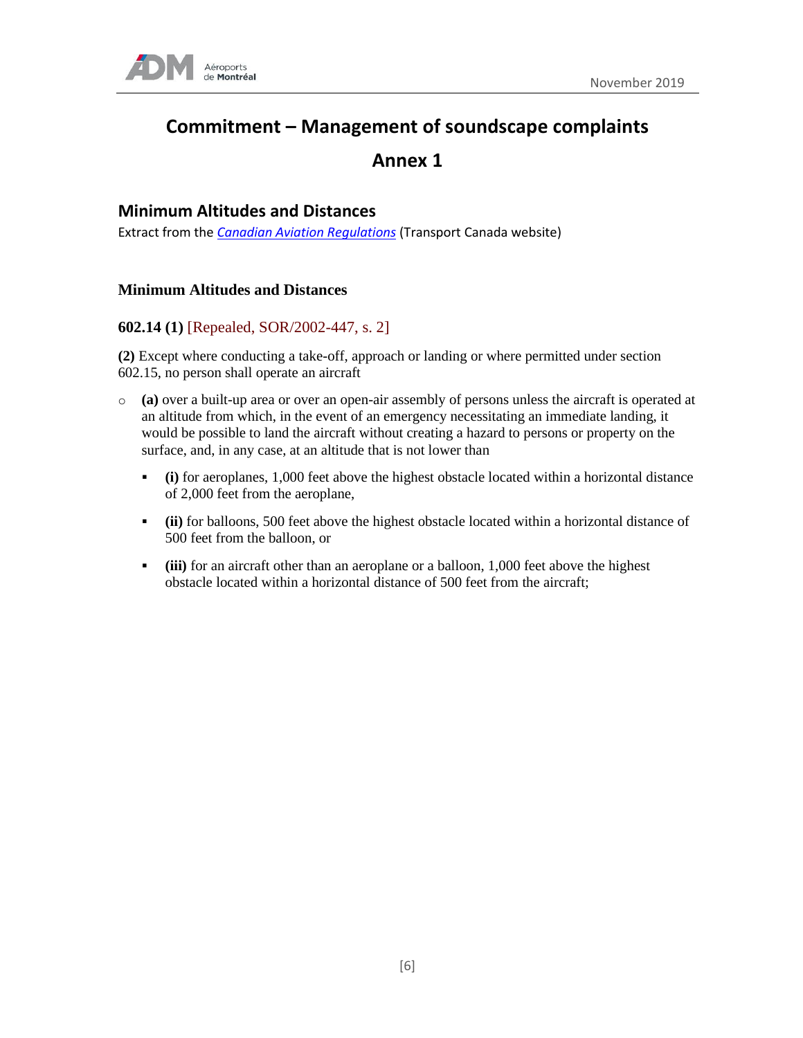# Commitment – Management of soundscape complaints

## Annex 1

### Minimum Altitudes and Distances

Extract from the *Canadian Aviation Regulations* (Transport Canada website)

#### Minimum Altitudes and Distances

**602.14 (1)** [Repealed, SOR/2002-447, s. 2]

**(2)** Except where conducting a take-off, approach or landing or where permitted under section 602.15, no person shall operate an aircraft

- **(a)** over a built-up area or over an open-air assembly of persons unless the aircraft is operated at an altitude from which, in the event of an emergency necessitating an immediate landing, it would be possible to land the aircraft without creating a hazard to persons or property on the surface, and, in any case, at an altitude that is not lower than
  - **(i)** for aeroplanes, 1,000 feet above the highest obstacle located within a horizontal distance of 2,000 feet from the aeroplane,
  - **(ii)** for balloons, 500 feet above the highest obstacle located within a horizontal distance of 500 feet from the balloon, or
  - **(iii)** for an aircraft other than an aeroplane or a balloon, 1,000 feet above the highest obstacle located within a horizontal distance of 500 feet from the aircraft;